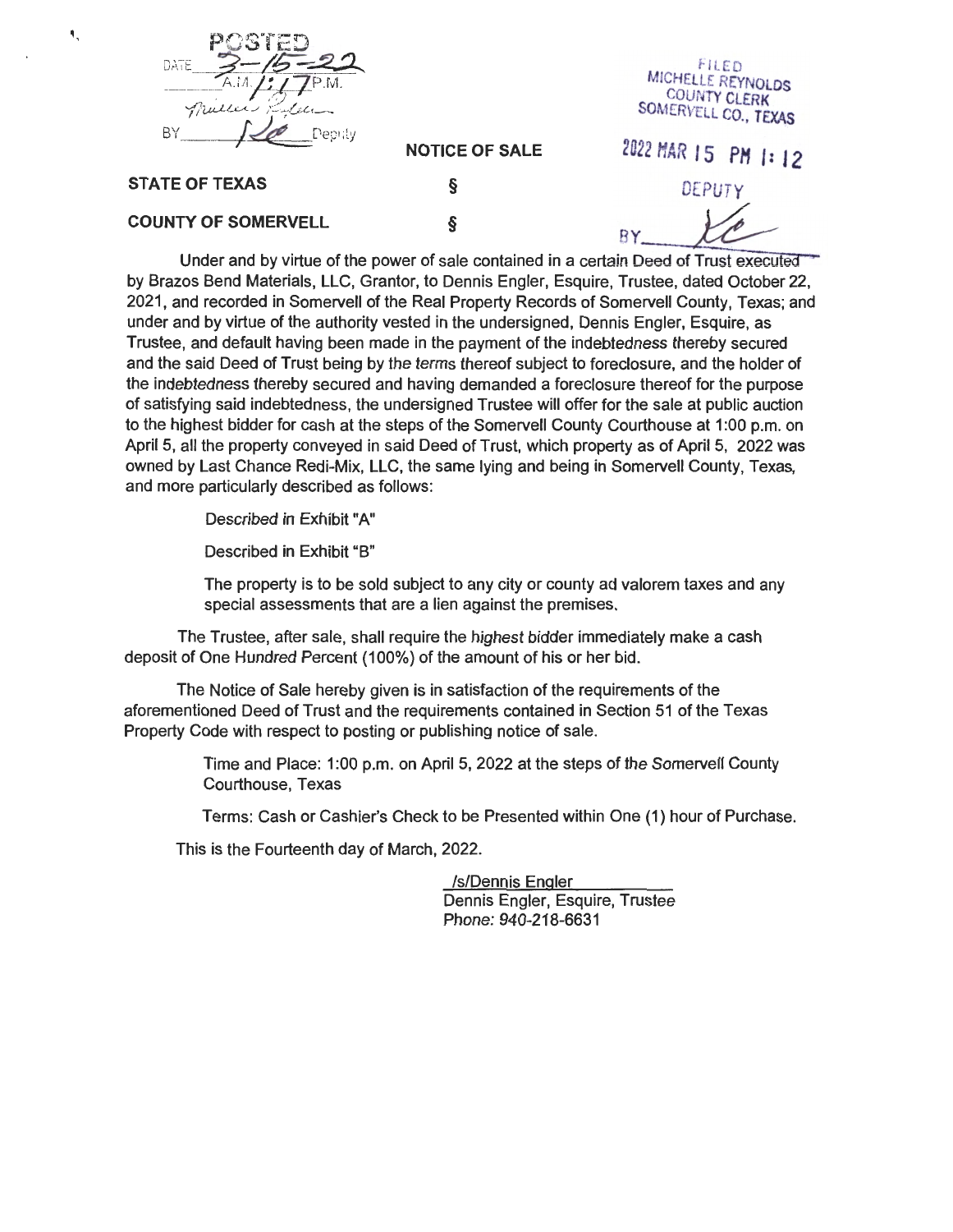POSTED
DATE 3-15-22
A.M. 1:17 P.M.
BY Deputy

FILED
MICHELLE REYNOLDS
COUNTY CLERK
SOMERVELL CO., TEXAS

2022 MAR 15 PM 1:12

DEPUTY

BY

**NOTICE OF SALE**

**STATE OF TEXAS** §

**COUNTY OF SOMERVELL** §

Under and by virtue of the power of sale contained in a certain Deed of Trust executed by Brazos Bend Materials, LLC, Grantor, to Dennis Engler, Esquire, Trustee, dated October 22, 2021, and recorded in Somervell of the Real Property Records of Somervell County, Texas; and under and by virtue of the authority vested in the undersigned, Dennis Engler, Esquire, as Trustee, and default having been made in the payment of the indebtedness thereby secured and the said Deed of Trust being by the terms thereof subject to foreclosure, and the holder of the indebtedness thereby secured and having demanded a foreclosure thereof for the purpose of satisfying said indebtedness, the undersigned Trustee will offer for the sale at public auction to the highest bidder for cash at the steps of the Somervell County Courthouse at 1:00 p.m. on April 5, all the property conveyed in said Deed of Trust, which property as of April 5, 2022 was owned by Last Chance Redi-Mix, LLC, the same lying and being in Somervell County, Texas, and more particularly described as follows:

> Described in Exhibit "A"
>
> Described in Exhibit "B"
>
> The property is to be sold subject to any city or county ad valorem taxes and any special assessments that are a lien against the premises.

The Trustee, after sale, shall require the highest bidder immediately make a cash deposit of One Hundred Percent (100%) of the amount of his or her bid.

The Notice of Sale hereby given is in satisfaction of the requirements of the aforementioned Deed of Trust and the requirements contained in Section 51 of the Texas Property Code with respect to posting or publishing notice of sale.

> Time and Place: 1:00 p.m. on April 5, 2022 at the steps of the Somervell County Courthouse, Texas
>
> Terms: Cash or Cashier's Check to be Presented within One (1) hour of Purchase.

This is the Fourteenth day of March, 2022.

/s/Dennis Engler
Dennis Engler, Esquire, Trustee
Phone: 940-218-6631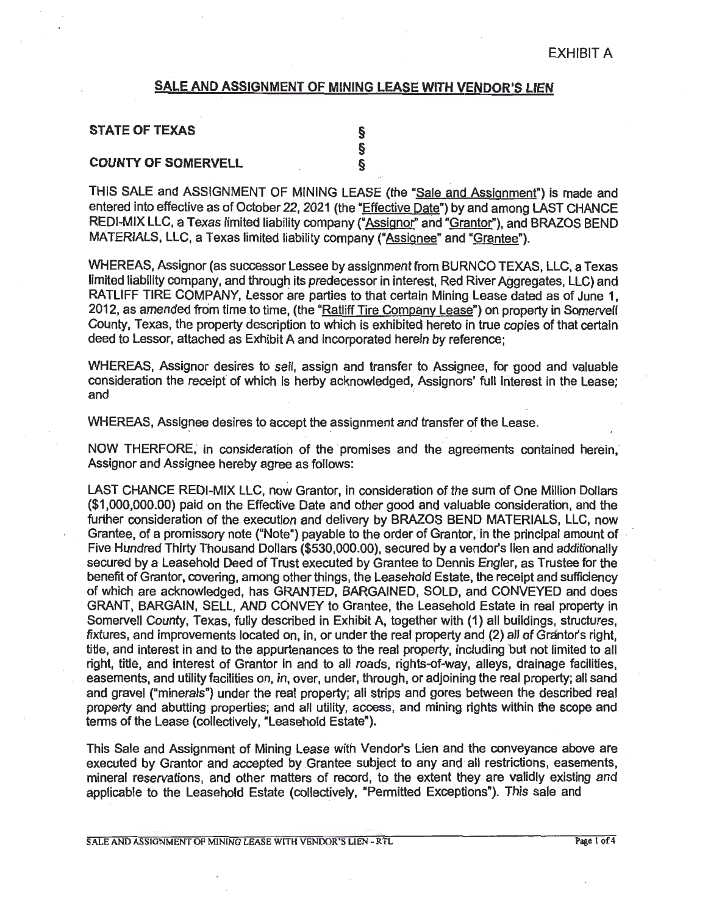EXHIBIT A

## SALE AND ASSIGNMENT OF MINING LEASE WITH VENDOR'S LIEN

**STATE OF TEXAS** §
§
**COUNTY OF SOMERVELL** §

THIS SALE and ASSIGNMENT OF MINING LEASE (the "Sale and Assignment") is made and entered into effective as of October 22, 2021 (the "Effective Date") by and among LAST CHANCE REDI-MIX LLC, a Texas limited liability company ("Assignor" and "Grantor"), and BRAZOS BEND MATERIALS, LLC, a Texas limited liability company ("Assignee" and "Grantee").

WHEREAS, Assignor (as successor Lessee by assignment from BURNCO TEXAS, LLC, a Texas limited liability company, and through its predecessor in interest, Red River Aggregates, LLC) and RATLIFF TIRE COMPANY, Lessor are parties to that certain Mining Lease dated as of June 1, 2012, as amended from time to time, (the "Ratliff Tire Company Lease") on property in Somervell County, Texas, the property description to which is exhibited hereto in true copies of that certain deed to Lessor, attached as Exhibit A and incorporated herein by reference;

WHEREAS, Assignor desires to sell, assign and transfer to Assignee, for good and valuable consideration the receipt of which is herby acknowledged, Assignors' full interest in the Lease; and

WHEREAS, Assignee desires to accept the assignment and transfer of the Lease.

NOW THERFORE, in consideration of the promises and the agreements contained herein, Assignor and Assignee hereby agree as follows:

LAST CHANCE REDI-MIX LLC, now Grantor, in consideration of the sum of One Million Dollars ($1,000,000.00) paid on the Effective Date and other good and valuable consideration, and the further consideration of the execution and delivery by BRAZOS BEND MATERIALS, LLC, now Grantee, of a promissory note ("Note") payable to the order of Grantor, in the principal amount of Five Hundred Thirty Thousand Dollars ($530,000.00), secured by a vendor's lien and additionally secured by a Leasehold Deed of Trust executed by Grantee to Dennis Engler, as Trustee for the benefit of Grantor, covering, among other things, the Leasehold Estate, the receipt and sufficiency of which are acknowledged, has GRANTED, BARGAINED, SOLD, and CONVEYED and does GRANT, BARGAIN, SELL, AND CONVEY to Grantee, the Leasehold Estate in real property in Somervell County, Texas, fully described in Exhibit A, together with (1) all buildings, structures, fixtures, and improvements located on, in, or under the real property and (2) all of Grantor's right, title, and interest in and to the appurtenances to the real property, including but not limited to all right, title, and interest of Grantor in and to all roads, rights-of-way, alleys, drainage facilities, easements, and utility facilities on, in, over, under, through, or adjoining the real property; all sand and gravel ("minerals") under the real property; all strips and gores between the described real property and abutting properties; and all utility, access, and mining rights within the scope and terms of the Lease (collectively, "Leasehold Estate").

This Sale and Assignment of Mining Lease with Vendor's Lien and the conveyance above are executed by Grantor and accepted by Grantee subject to any and all restrictions, easements, mineral reservations, and other matters of record, to the extent they are validly existing and applicable to the Leasehold Estate (collectively, "Permitted Exceptions"). This sale and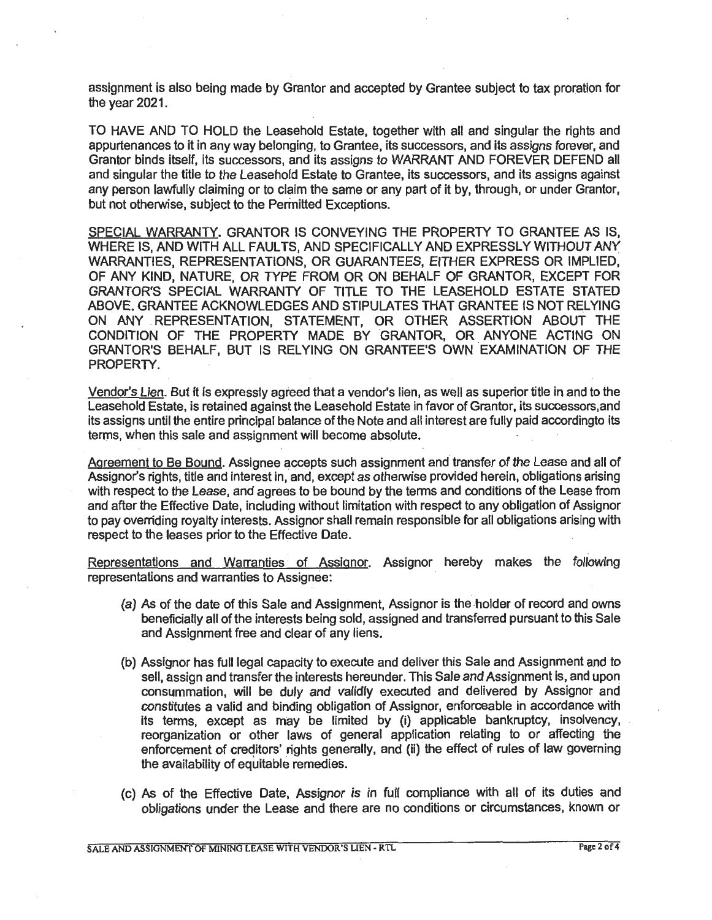assignment is also being made by Grantor and accepted by Grantee subject to tax proration for the year 2021.

TO HAVE AND TO HOLD the Leasehold Estate, together with all and singular the rights and appurtenances to it in any way belonging, to Grantee, its successors, and its assigns forever, and Grantor binds itself, its successors, and its assigns to WARRANT AND FOREVER DEFEND all and singular the title to the Leasehold Estate to Grantee, its successors, and its assigns against any person lawfully claiming or to claim the same or any part of it by, through, or under Grantor, but not otherwise, subject to the Permitted Exceptions.

<u>SPECIAL WARRANTY</u>. GRANTOR IS CONVEYING THE PROPERTY TO GRANTEE AS IS, WHERE IS, AND WITH ALL FAULTS, AND SPECIFICALLY AND EXPRESSLY WITHOUT ANY WARRANTIES, REPRESENTATIONS, OR GUARANTEES, EITHER EXPRESS OR IMPLIED, OF ANY KIND, NATURE, OR TYPE FROM OR ON BEHALF OF GRANTOR, EXCEPT FOR GRANTOR'S SPECIAL WARRANTY OF TITLE TO THE LEASEHOLD ESTATE STATED ABOVE. GRANTEE ACKNOWLEDGES AND STIPULATES THAT GRANTEE IS NOT RELYING ON ANY REPRESENTATION, STATEMENT, OR OTHER ASSERTION ABOUT THE CONDITION OF THE PROPERTY MADE BY GRANTOR, OR ANYONE ACTING ON GRANTOR'S BEHALF, BUT IS RELYING ON GRANTEE'S OWN EXAMINATION OF THE PROPERTY.

<u>Vendor's Lien</u>. But it is expressly agreed that a vendor's lien, as well as superior title in and to the Leasehold Estate, is retained against the Leasehold Estate in favor of Grantor, its successors,and its assigns until the entire principal balance of the Note and all interest are fully paid accordingto its terms, when this sale and assignment will become absolute.

<u>Agreement to Be Bound</u>. Assignee accepts such assignment and transfer of the Lease and all of Assignor's rights, title and interest in, and, except as otherwise provided herein, obligations arising with respect to the Lease, and agrees to be bound by the terms and conditions of the Lease from and after the Effective Date, including without limitation with respect to any obligation of Assignor to pay overriding royalty interests. Assignor shall remain responsible for all obligations arising with respect to the leases prior to the Effective Date.

<u>Representations and Warranties of Assignor</u>. Assignor hereby makes the following representations and warranties to Assignee:

(a) As of the date of this Sale and Assignment, Assignor is the holder of record and owns beneficially all of the interests being sold, assigned and transferred pursuant to this Sale and Assignment free and clear of any liens.

(b) Assignor has full legal capacity to execute and deliver this Sale and Assignment and to sell, assign and transfer the interests hereunder. This Sale and Assignment is, and upon consummation, will be duly and validly executed and delivered by Assignor and constitutes a valid and binding obligation of Assignor, enforceable in accordance with its terms, except as may be limited by (i) applicable bankruptcy, insolvency, reorganization or other laws of general application relating to or affecting the enforcement of creditors' rights generally, and (ii) the effect of rules of law governing the availability of equitable remedies.

(c) As of the Effective Date, Assignor is in full compliance with all of its duties and obligations under the Lease and there are no conditions or circumstances, known or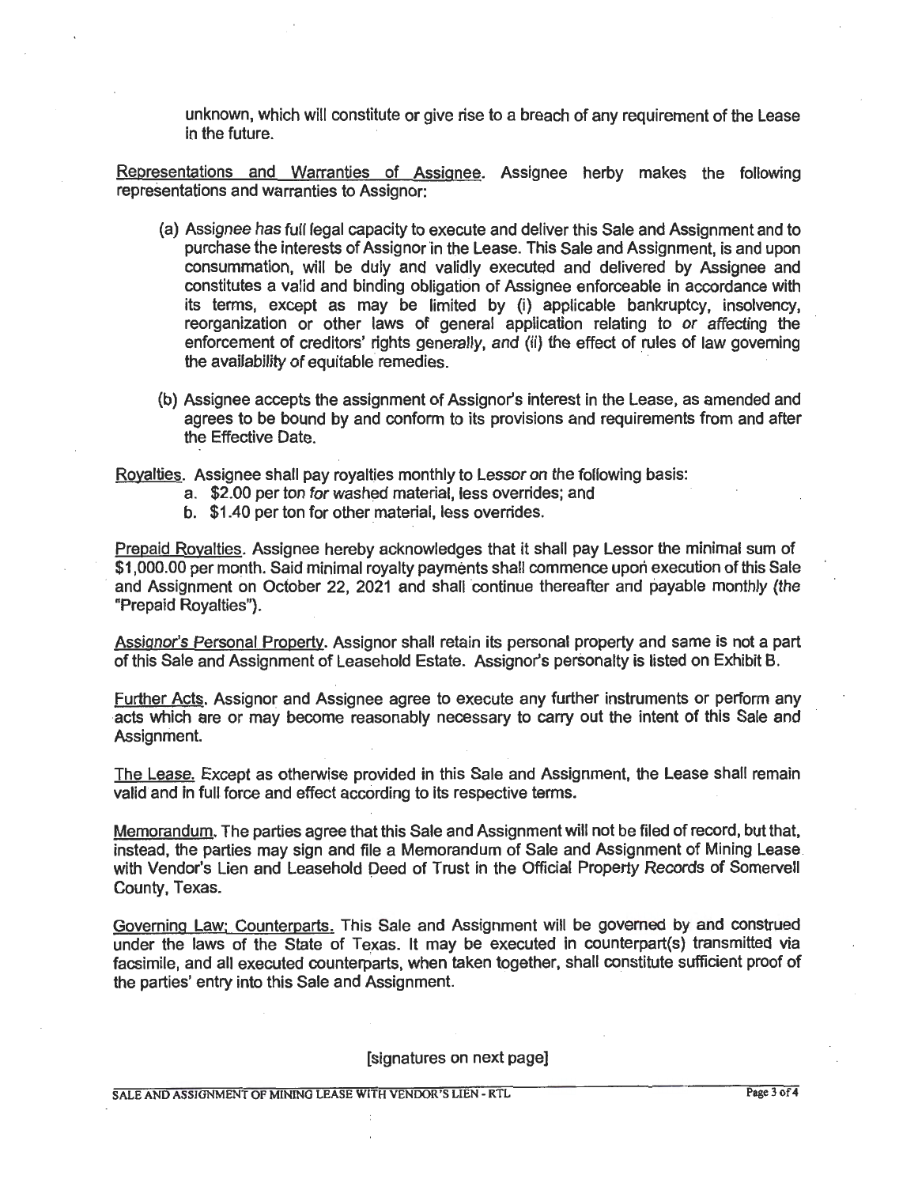unknown, which will constitute or give rise to a breach of any requirement of the Lease in the future.

Representations and Warranties of Assignee. Assignee herby makes the following representations and warranties to Assignor:

(a) Assignee has full legal capacity to execute and deliver this Sale and Assignment and to purchase the interests of Assignor in the Lease. This Sale and Assignment, is and upon consummation, will be duly and validly executed and delivered by Assignee and constitutes a valid and binding obligation of Assignee enforceable in accordance with its terms, except as may be limited by (i) applicable bankruptcy, insolvency, reorganization or other laws of general application relating to or affecting the enforcement of creditors' rights generally, and (ii) the effect of rules of law governing the availability of equitable remedies.

(b) Assignee accepts the assignment of Assignor's interest in the Lease, as amended and agrees to be bound by and conform to its provisions and requirements from and after the Effective Date.

Royalties. Assignee shall pay royalties monthly to Lessor on the following basis:

a. $2.00 per ton for washed material, less overrides; and
b. $1.40 per ton for other material, less overrides.

Prepaid Royalties. Assignee hereby acknowledges that it shall pay Lessor the minimal sum of $1,000.00 per month. Said minimal royalty payments shall commence upon execution of this Sale and Assignment on October 22, 2021 and shall continue thereafter and payable monthly (the "Prepaid Royalties").

Assignor's Personal Property. Assignor shall retain its personal property and same is not a part of this Sale and Assignment of Leasehold Estate. Assignor's personalty is listed on Exhibit B.

Further Acts. Assignor and Assignee agree to execute any further instruments or perform any acts which are or may become reasonably necessary to carry out the intent of this Sale and Assignment.

The Lease. Except as otherwise provided in this Sale and Assignment, the Lease shall remain valid and in full force and effect according to its respective terms.

Memorandum. The parties agree that this Sale and Assignment will not be filed of record, but that, instead, the parties may sign and file a Memorandum of Sale and Assignment of Mining Lease with Vendor's Lien and Leasehold Deed of Trust in the Official Property Records of Somervell County, Texas.

Governing Law; Counterparts. This Sale and Assignment will be governed by and construed under the laws of the State of Texas. It may be executed in counterpart(s) transmitted via facsimile, and all executed counterparts, when taken together, shall constitute sufficient proof of the parties' entry into this Sale and Assignment.

[signatures on next page]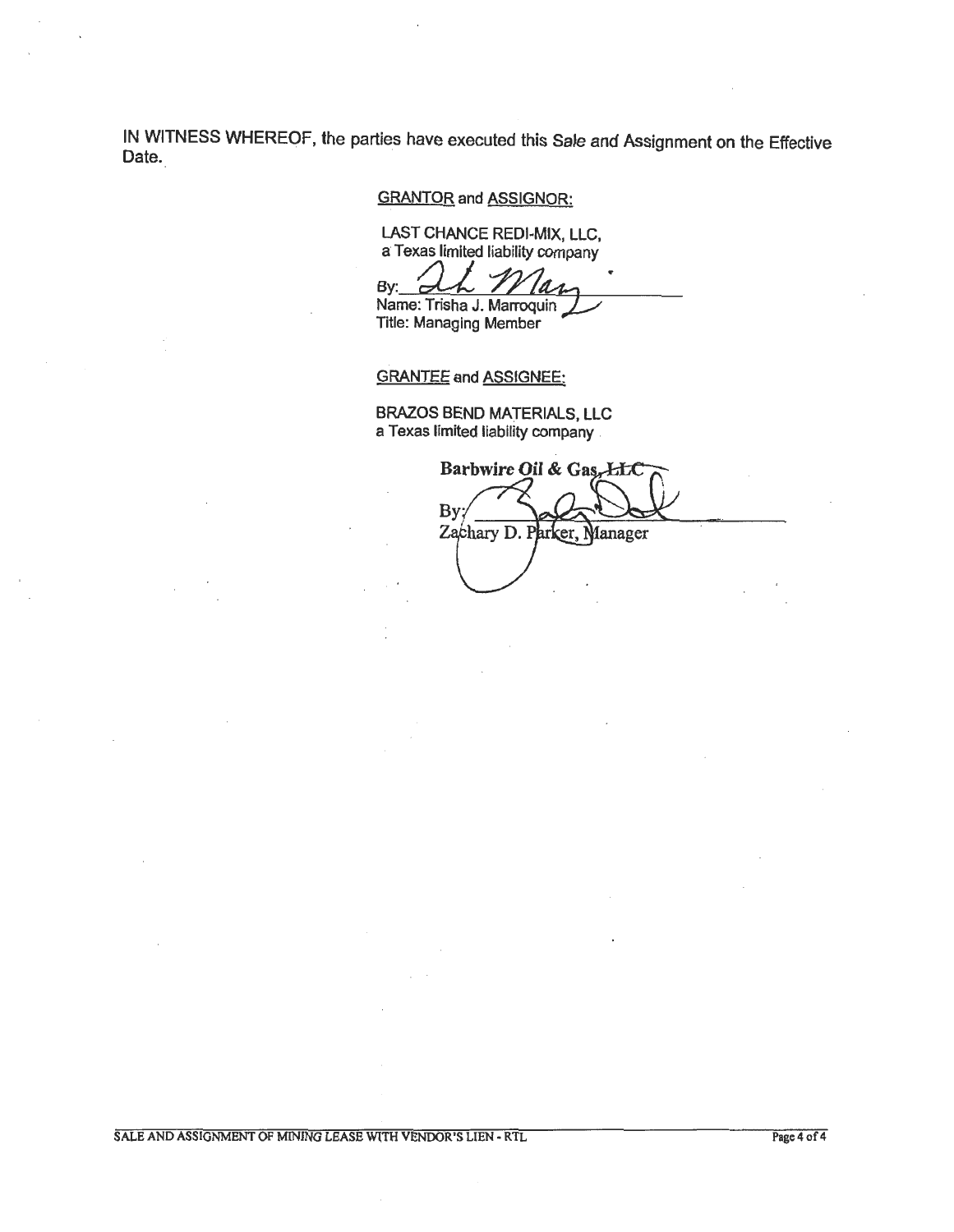IN WITNESS WHEREOF, the parties have executed this *Sale and* Assignment on the Effective Date.

GRANTOR and ASSIGNOR:

LAST CHANCE REDI-MIX, LLC,
a Texas limited liability company

By: ______________________
Name: Trisha J. Marroquin
Title: Managing Member

GRANTEE and ASSIGNEE:

BRAZOS BEND MATERIALS, LLC
a Texas limited liability company

**Barbwire Oil & Gas, ~~LLC~~**

By: ______________________
Zachary D. Parker, Manager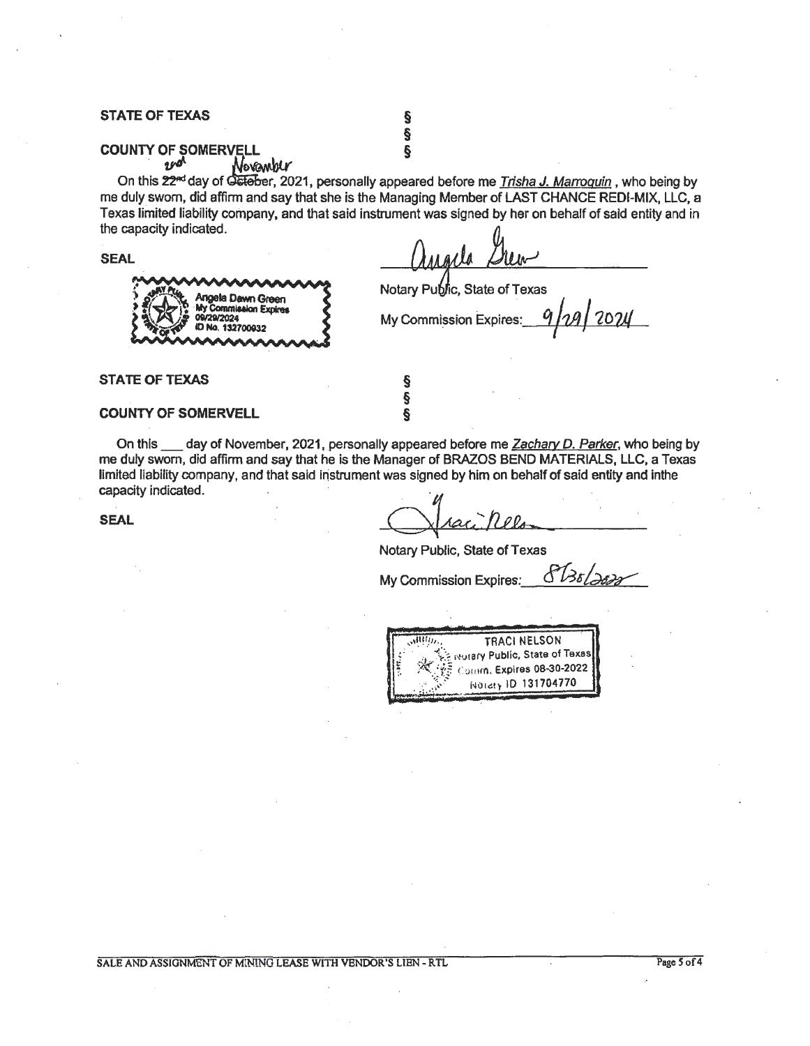**STATE OF TEXAS** §
§
**COUNTY OF SOMERVELL** §

On this ~~22nd~~ 2nd day of ~~October~~ November, 2021, personally appeared before me *Trisha J. Marroquin* , who being by me duly sworn, did affirm and say that she is the Managing Member of LAST CHANCE REDI-MIX, LLC, a Texas limited liability company, and that said instrument was signed by her on behalf of said entity and in the capacity indicated.

**SEAL**

[Seal: Angela Dawn Green, My Commission Expires 09/29/2024, ID No. 132700932]

Angela Green

Notary Public, State of Texas

My Commission Expires: 9/29/2024

**STATE OF TEXAS** §
§
**COUNTY OF SOMERVELL** §

On this ___ day of November, 2021, personally appeared before me *Zachary D. Parker*, who being by me duly sworn, did affirm and say that he is the Manager of BRAZOS BEND MATERIALS, LLC, a Texas limited liability company, and that said instrument was signed by him on behalf of said entity and inthe capacity indicated.

**SEAL**

Traci Nelson

Notary Public, State of Texas

My Commission Expires: 8/30/2022

[Seal: TRACI NELSON, Notary Public, State of Texas, Comm. Expires 08-30-2022, Notary ID 131704770]

SALE AND ASSIGNMENT OF MINING LEASE WITH VENDOR'S LIEN - RTL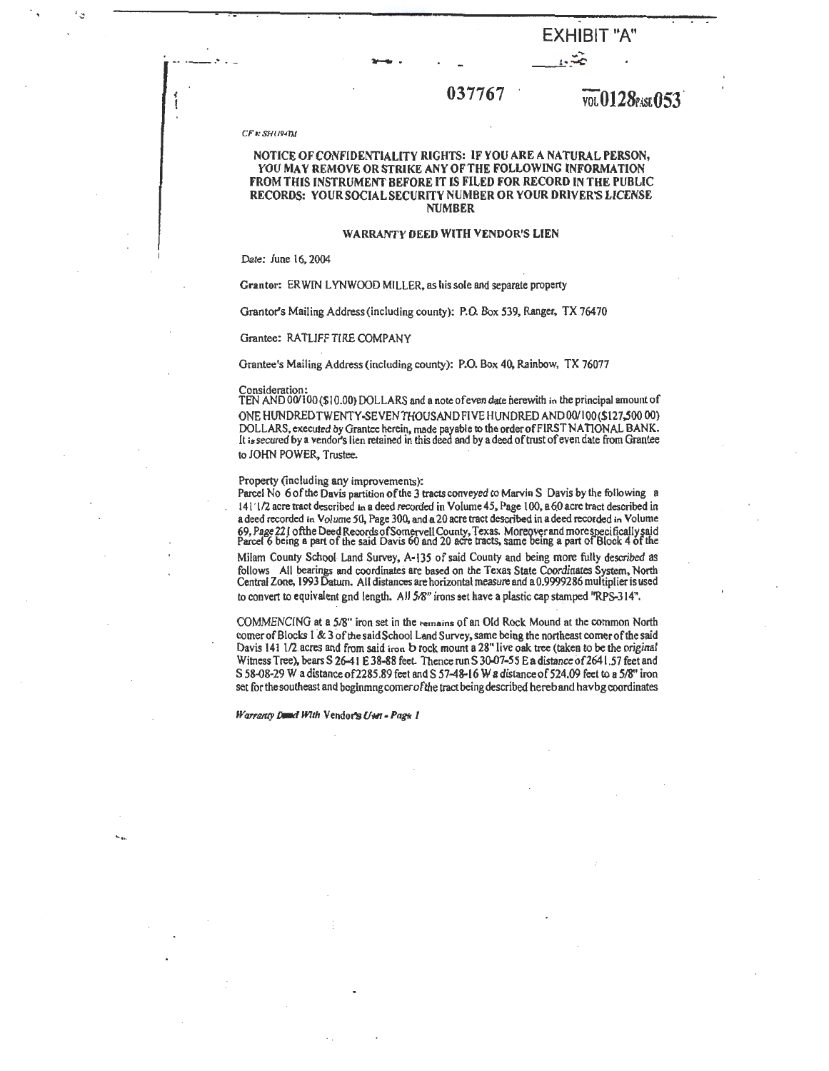EXHIBIT "A"

037767 VOL 0128 PAGE 053

CF #: SHU94TM

**NOTICE OF CONFIDENTIALITY RIGHTS: IF YOU ARE A NATURAL PERSON, YOU MAY REMOVE OR STRIKE ANY OF THE FOLLOWING INFORMATION FROM THIS INSTRUMENT BEFORE IT IS FILED FOR RECORD IN THE PUBLIC RECORDS: YOUR SOCIAL SECURITY NUMBER OR YOUR DRIVER'S LICENSE NUMBER**

**WARRANTY DEED WITH VENDOR'S LIEN**

Date: June 16, 2004

**Grantor:** ERWIN LYNWOOD MILLER, as his sole and separate property

Grantor's Mailing Address (including county): P.O. Box 539, Ranger, TX 76470

Grantee: RATLIFF TIRE COMPANY

Grantee's Mailing Address (including county): P.O. Box 40, Rainbow, TX 76077

Consideration:
TEN AND 00/100 ($10.00) DOLLARS and a note of even date herewith in the principal amount of ONE HUNDRED TWENTY-SEVEN THOUSAND FIVE HUNDRED AND 00/100 ($127,500 00) DOLLARS, executed by Grantee herein, made payable to the order of FIRST NATIONAL BANK. It is secured by a vendor's lien retained in this deed and by a deed of trust of even date from Grantee to JOHN POWER, Trustee.

Property (including any improvements):
Parcel No 6 of the Davis partition of the 3 tracts conveyed to Marvin S Davis by the following a 141 1/2 acre tract described in a deed recorded in Volume 45, Page 100, a 60 acre tract described in a deed recorded in Volume 50, Page 300, and a 20 acre tract described in a deed recorded in Volume 69, Page 221 of the Deed Records of Somervell County, Texas. Moreover and more specifically said Parcel 6 being a part of the said Davis 60 and 20 acre tracts, same being a part of Block 4 of the Milam County School Land Survey, A-135 of said County and being more fully described as follows All bearings and coordinates are based on the Texas State Coordinates System, North Central Zone, 1993 Datum. All distances are horizontal measure and a 0.9999286 multiplier is used to convert to equivalent gnd length. All 5/8" irons set have a plastic cap stamped "RPS-314".

COMMENCING at a 5/8" iron set in the remains of an Old Rock Mound at the common North corner of Blocks 1 & 3 of the said School Land Survey, same being the northeast corner of the said Davis 141 1/2 acres and from said iron b rock mount a 28" live oak tree (taken to be the original Witness Tree), bears S 26-41 E 38-88 feet. Thence run S 30-07-55 E a distance of 2641.57 feet and S 58-08-29 W a distance of 2285.89 feet and S 57-48-16 W a distance of 524.09 feet to a 5/8" iron set for the southeast and beginning corner of the tract being described hereb and havbg coordinates

*Warranty Deed With Vendor's Lien - Page 1*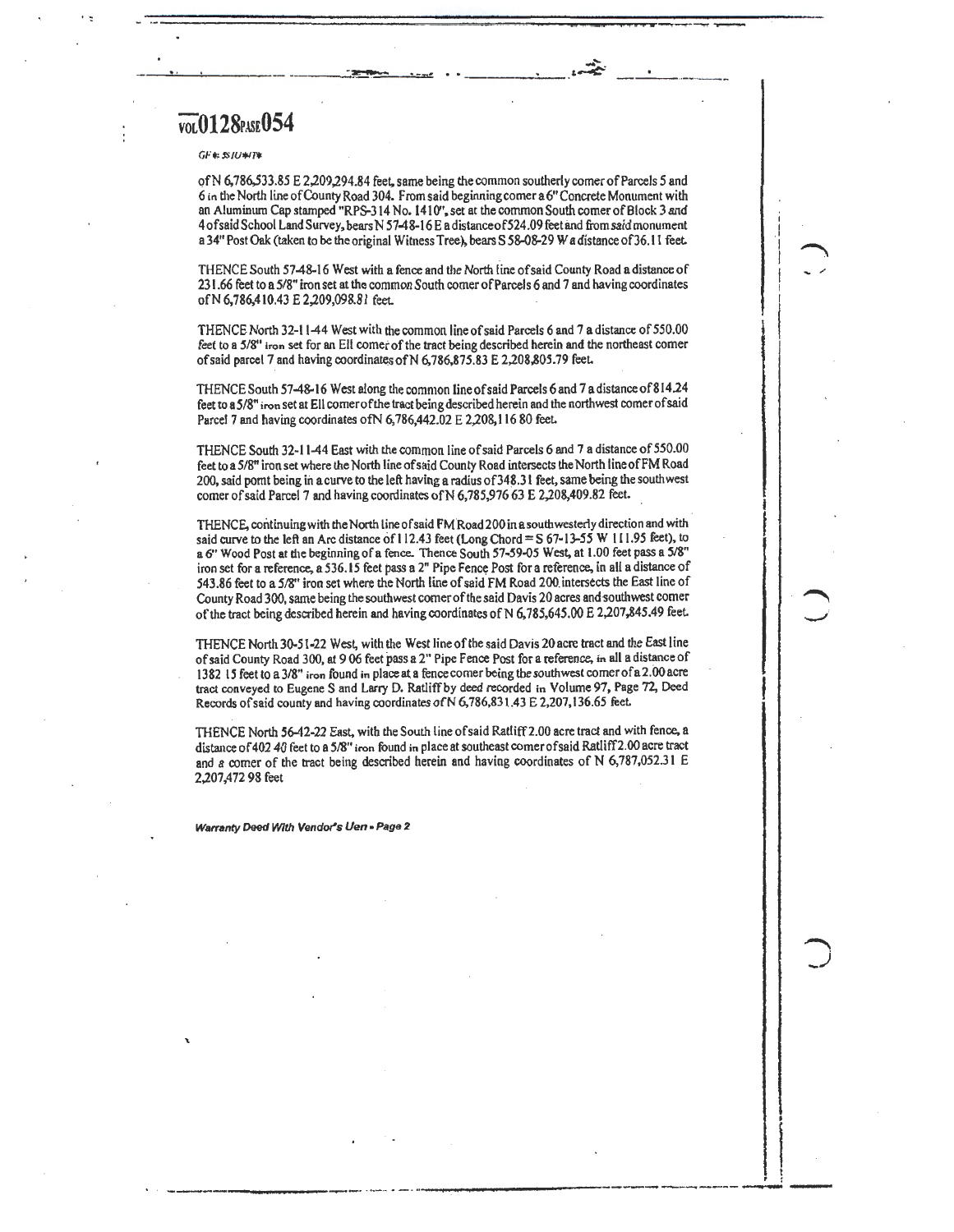VOL 0128 PAGE 054

GF#: SIU#IT#

of N 6,786,533.85 E 2,209,294.84 feet, same being the common southerly corner of Parcels 5 and 6 in the North line of County Road 304. From said beginning corner a 6" Concrete Monument with an Aluminum Cap stamped "RPS-314 No. 1410", set at the common South corner of Block 3 and 4 of said School Land Survey, bears N 57-48-16 E a distance of 524.09 feet and from said monument a 34" Post Oak (taken to be the original Witness Tree), bears S 58-08-29 W a distance of 36.11 feet.

THENCE South 57-48-16 West with a fence and the North line of said County Road a distance of 231.66 feet to a 5/8" iron set at the common South corner of Parcels 6 and 7 and having coordinates of N 6,786,410.43 E 2,209,098.81 feet.

THENCE North 32-11-44 West with the common line of said Parcels 6 and 7 a distance of 550.00 feet to a 5/8" iron set for an Ell corner of the tract being described herein and the northeast corner of said parcel 7 and having coordinates of N 6,786,875.83 E 2,208,805.79 feet.

THENCE South 57-48-16 West along the common line of said Parcels 6 and 7 a distance of 814.24 feet to a 5/8" iron set at Ell corner of the tract being described herein and the northwest corner of said Parcel 7 and having coordinates of N 6,786,442.02 E 2,208,116 80 feet.

THENCE South 32-11-44 East with the common line of said Parcels 6 and 7 a distance of 550.00 feet to a 5/8" iron set where the North line of said County Road intersects the North line of FM Road 200, said point being in a curve to the left having a radius of 348.31 feet, same being the southwest corner of said Parcel 7 and having coordinates of N 6,785,976 63 E 2,208,409.82 feet.

THENCE, continuing with the North line of said FM Road 200 in a southwesterly direction and with said curve to the left an Arc distance of 112.43 feet (Long Chord = S 67-13-55 W 111.95 feet), to a 6" Wood Post at the beginning of a fence. Thence South 57-59-05 West, at 1.00 feet pass a 5/8" iron set for a reference, a 536.15 feet pass a 2" Pipe Fence Post for a reference, in all a distance of 543.86 feet to a 5/8" iron set where the North line of said FM Road 200 intersects the East line of County Road 300, same being the southwest corner of the said Davis 20 acres and southwest corner of the tract being described herein and having coordinates of N 6,785,645.00 E 2,207,845.49 feet.

THENCE North 30-51-22 West, with the West line of the said Davis 20 acre tract and the East line of said County Road 300, at 9 06 feet pass a 2" Pipe Fence Post for a reference, in all a distance of 1382 15 feet to a 3/8" iron found in place at a fence corner being the southwest corner of a 2.00 acre tract conveyed to Eugene S and Larry D. Ratliff by deed recorded in Volume 97, Page 72, Deed Records of said county and having coordinates of N 6,786,831.43 E 2,207,136.65 feet.

THENCE North 56-42-22 East, with the South line of said Ratliff 2.00 acre tract and with fence, a distance of 402 40 feet to a 5/8" iron found in place at southeast corner of said Ratliff 2.00 acre tract and a corner of the tract being described herein and having coordinates of N 6,787,052.31 E 2,207,472 98 feet

*Warranty Deed With Vendor's Lien - Page 2*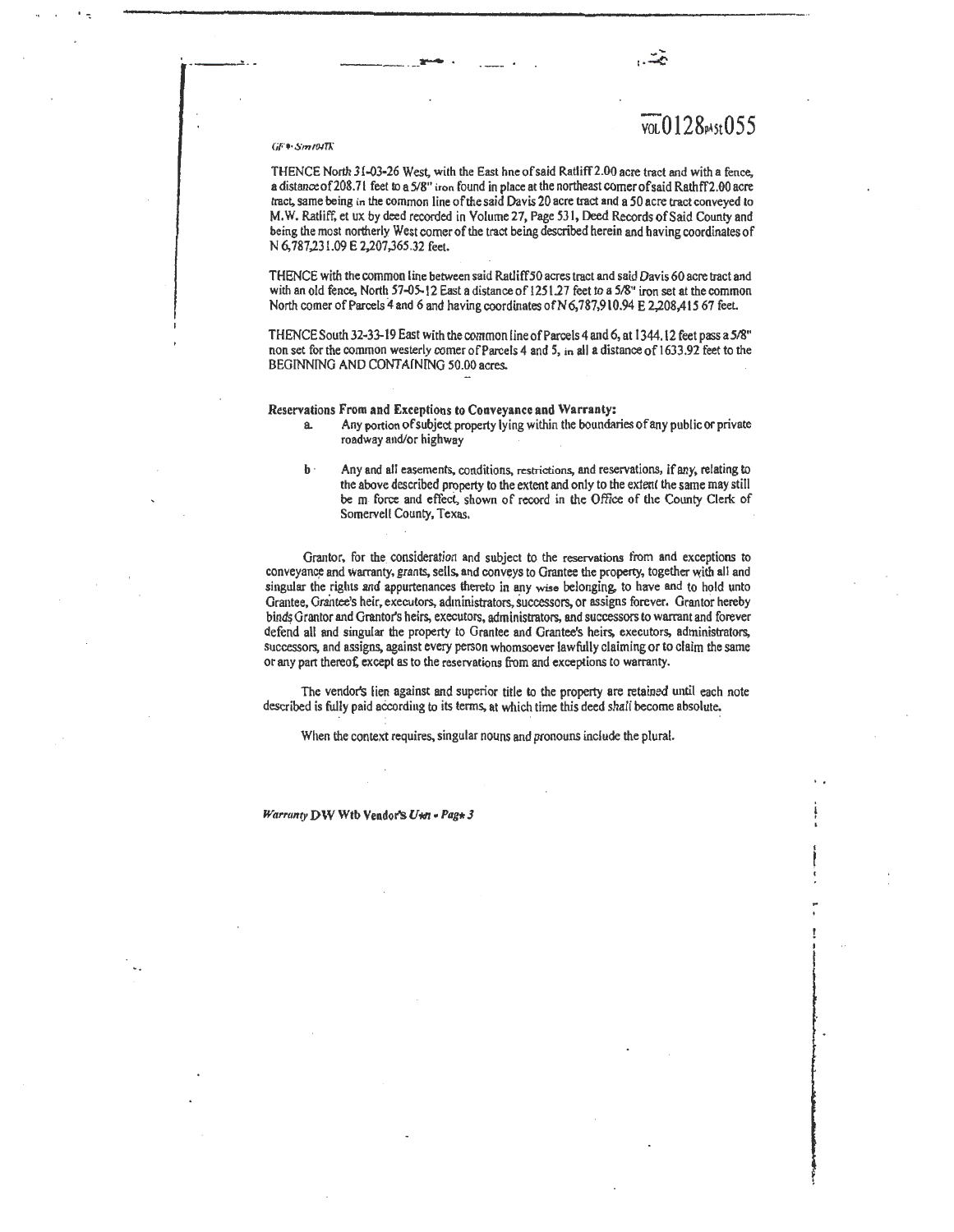THENCE North 31-03-26 West, with the East line of said Ratliff 2.00 acre tract and with a fence, a distance of 208.71 feet to a 5/8" iron found in place at the northeast corner of said Ratliff 2.00 acre tract, same being in the common line of the said Davis 20 acre tract and a 50 acre tract conveyed to M.W. Ratliff, et ux by deed recorded in Volume 27, Page 531, Deed Records of Said County and being the most northerly West corner of the tract being described herein and having coordinates of N 6,787,231.09 E 2,207,365.32 feet.

THENCE with the common line between said Ratliff 50 acres tract and said Davis 60 acre tract and with an old fence, North 57-05-12 East a distance of 1251.27 feet to a 5/8" iron set at the common North corner of Parcels 4 and 6 and having coordinates of N 6,787,910.94 E 2,208,415 67 feet.

THENCE South 32-33-19 East with the common line of Parcels 4 and 6, at 1344.12 feet pass a 5/8" iron set for the common westerly corner of Parcels 4 and 5, in all a distance of 1633.92 feet to the BEGINNING AND CONTAINING 50.00 acres.

**Reservations From and Exceptions to Conveyance and Warranty:**

a. Any portion of subject property lying within the boundaries of any public or private roadway and/or highway

b. Any and all easements, conditions, restrictions, and reservations, if any, relating to the above described property to the extent and only to the extent the same may still be in force and effect, shown of record in the Office of the County Clerk of Somervell County, Texas.

Grantor, for the consideration and subject to the reservations from and exceptions to conveyance and warranty, grants, sells, and conveys to Grantee the property, together with all and singular the rights and appurtenances thereto in any wise belonging, to have and to hold unto Grantee, Grantee's heir, executors, administrators, successors, or assigns forever. Grantor hereby binds Grantor and Grantor's heirs, executors, administrators, and successors to warrant and forever defend all and singular the property to Grantee and Grantee's heirs, executors, administrators, successors, and assigns, against every person whomsoever lawfully claiming or to claim the same or any part thereof, except as to the reservations from and exceptions to warranty.

The vendor's lien against and superior title to the property are retained until each note described is fully paid according to its terms, at which time this deed shall become absolute.

When the context requires, singular nouns and pronouns include the plural.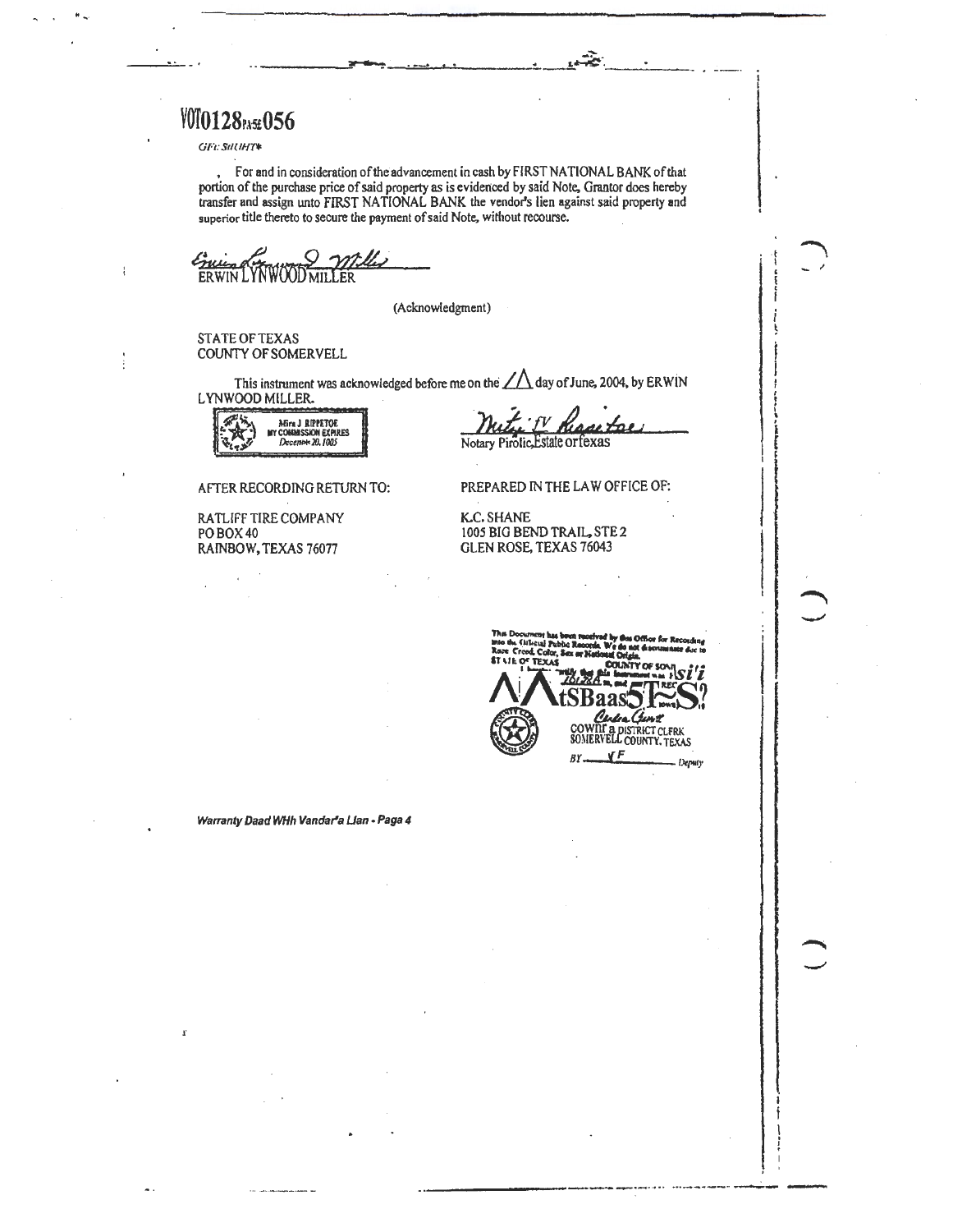VOT0128PAGE056

GF#: SHUHT*

For and in consideration of the advancement in cash by FIRST NATIONAL BANK of that portion of the purchase price of said property as is evidenced by said Note, Grantor does hereby transfer and assign unto FIRST NATIONAL BANK the vendor's lien against said property and superior title thereto to secure the payment of said Note, without recourse.

ERWIN LYNWOOD MILLER

(Acknowledgment)

STATE OF TEXAS
COUNTY OF SOMERVELL

This instrument was acknowledged before me on the 11 day of June, 2004, by ERWIN LYNWOOD MILLER.

Mira J RIPPETOE
MY COMMISSION EXPIRES
December 20, 2005

Notary Public, State of Texas

AFTER RECORDING RETURN TO:

RATLIFF TIRE COMPANY
PO BOX 40
RAINBOW, TEXAS 76077

PREPARED IN THE LAW OFFICE OF:

K.C. SHANE
1005 BIG BEND TRAIL, STE 2
GLEN ROSE, TEXAS 76043

This Document has been received by this Office for Recording into the Official Public Records. We do not discriminate due to Race, Creed, Color, Sex or National Origin.
STATE OF TEXAS
COUNTY OF SOMERVELL
I hereby certify that this Instrument was ...

COUNTY & DISTRICT CLERK
SOMERVELL COUNTY, TEXAS
BY ______ Deputy

*Warranty Deed With Vendor's Lien - Page 4*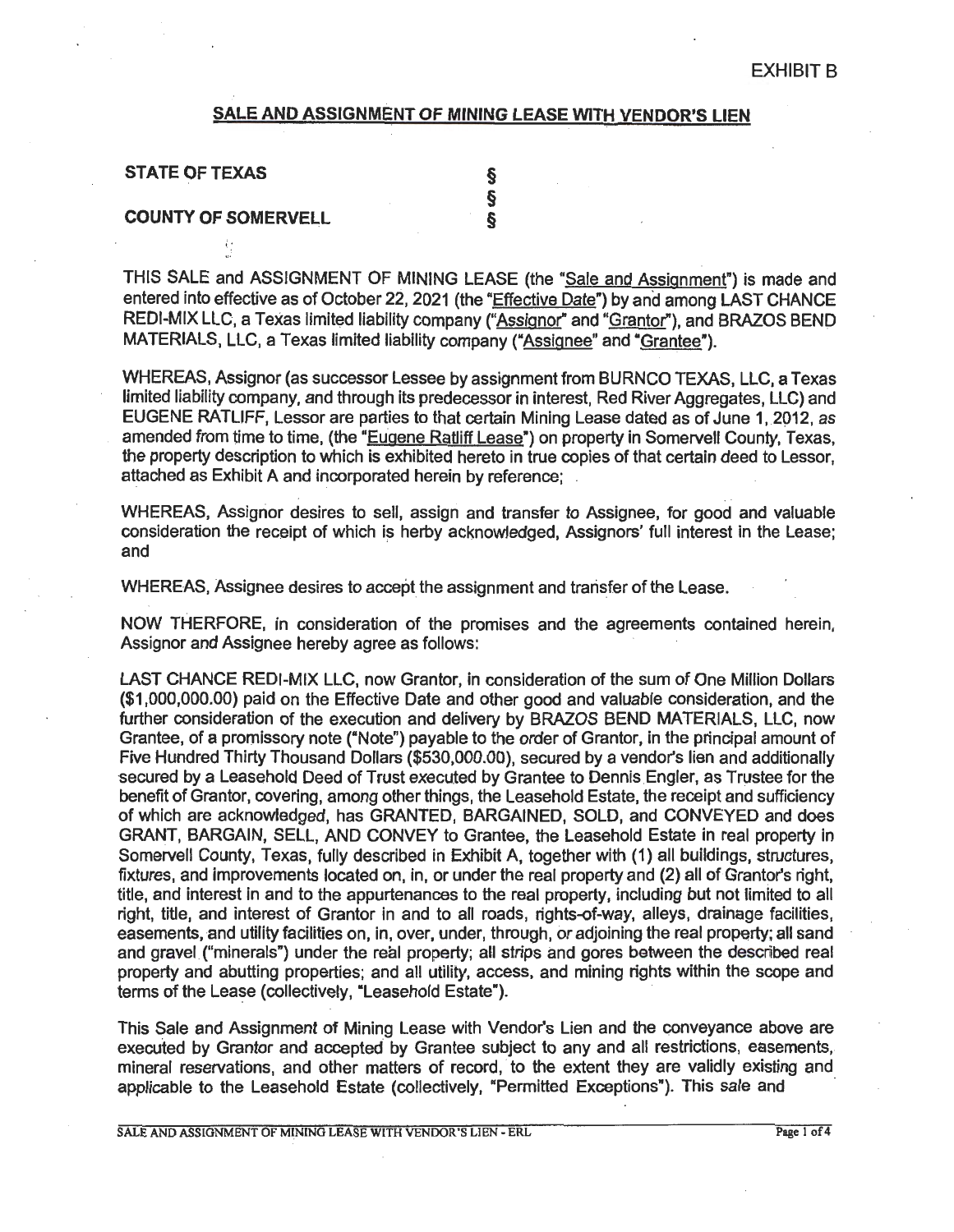EXHIBIT B

## SALE AND ASSIGNMENT OF MINING LEASE WITH VENDOR'S LIEN

**STATE OF TEXAS** §
§
**COUNTY OF SOMERVELL** §

THIS SALE and ASSIGNMENT OF MINING LEASE (the "Sale and Assignment") is made and entered into effective as of October 22, 2021 (the "Effective Date") by and among LAST CHANCE REDI-MIX LLC, a Texas limited liability company ("Assignor" and "Grantor"), and BRAZOS BEND MATERIALS, LLC, a Texas limited liability company ("Assignee" and "Grantee").

WHEREAS, Assignor (as successor Lessee by assignment from BURNCO TEXAS, LLC, a Texas limited liability company, and through its predecessor in interest, Red River Aggregates, LLC) and EUGENE RATLIFF, Lessor are parties to that certain Mining Lease dated as of June 1, 2012, as amended from time to time, (the "Eugene Ratliff Lease") on property in Somervell County, Texas, the property description to which is exhibited hereto in true copies of that certain deed to Lessor, attached as Exhibit A and incorporated herein by reference;

WHEREAS, Assignor desires to sell, assign and transfer to Assignee, for good and valuable consideration the receipt of which is herby acknowledged, Assignors' full interest in the Lease; and

WHEREAS, Assignee desires to accept the assignment and transfer of the Lease.

NOW THERFORE, in consideration of the promises and the agreements contained herein, Assignor and Assignee hereby agree as follows:

LAST CHANCE REDI-MIX LLC, now Grantor, in consideration of the sum of One Million Dollars ($1,000,000.00) paid on the Effective Date and other good and valuable consideration, and the further consideration of the execution and delivery by BRAZOS BEND MATERIALS, LLC, now Grantee, of a promissory note ("Note") payable to the order of Grantor, in the principal amount of Five Hundred Thirty Thousand Dollars ($530,000.00), secured by a vendor's lien and additionally secured by a Leasehold Deed of Trust executed by Grantee to Dennis Engler, as Trustee for the benefit of Grantor, covering, among other things, the Leasehold Estate, the receipt and sufficiency of which are acknowledged, has GRANTED, BARGAINED, SOLD, and CONVEYED and does GRANT, BARGAIN, SELL, AND CONVEY to Grantee, the Leasehold Estate in real property in Somervell County, Texas, fully described in Exhibit A, together with (1) all buildings, structures, fixtures, and improvements located on, in, or under the real property and (2) all of Grantor's right, title, and interest in and to the appurtenances to the real property, including but not limited to all right, title, and interest of Grantor in and to all roads, rights-of-way, alleys, drainage facilities, easements, and utility facilities on, in, over, under, through, or adjoining the real property; all sand and gravel ("minerals") under the real property; all strips and gores between the described real property and abutting properties; and all utility, access, and mining rights within the scope and terms of the Lease (collectively, "Leasehold Estate").

This Sale and Assignment of Mining Lease with Vendor's Lien and the conveyance above are executed by Grantor and accepted by Grantee subject to any and all restrictions, easements, mineral reservations, and other matters of record, to the extent they are validly existing and applicable to the Leasehold Estate (collectively, "Permitted Exceptions"). This sale and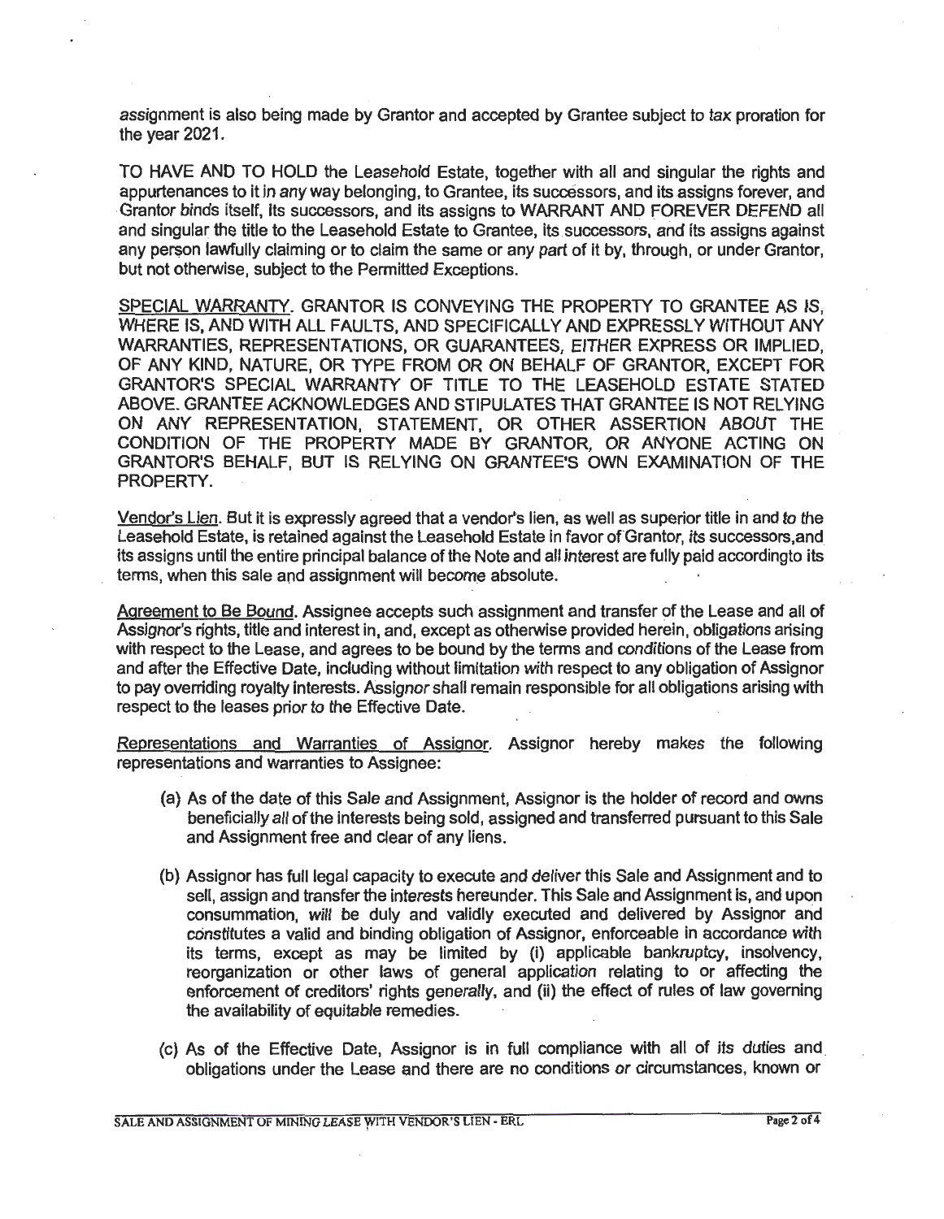assignment is also being made by Grantor and accepted by Grantee subject to tax proration for the year 2021.

TO HAVE AND TO HOLD the Leasehold Estate, together with all and singular the rights and appurtenances to it in any way belonging, to Grantee, its successors, and its assigns forever, and Grantor binds itself, its successors, and its assigns to WARRANT AND FOREVER DEFEND all and singular the title to the Leasehold Estate to Grantee, its successors, and its assigns against any person lawfully claiming or to claim the same or any part of it by, through, or under Grantor, but not otherwise, subject to the Permitted Exceptions.

SPECIAL WARRANTY. GRANTOR IS CONVEYING THE PROPERTY TO GRANTEE AS IS, WHERE IS, AND WITH ALL FAULTS, AND SPECIFICALLY AND EXPRESSLY WITHOUT ANY WARRANTIES, REPRESENTATIONS, OR GUARANTEES, EITHER EXPRESS OR IMPLIED, OF ANY KIND, NATURE, OR TYPE FROM OR ON BEHALF OF GRANTOR, EXCEPT FOR GRANTOR'S SPECIAL WARRANTY OF TITLE TO THE LEASEHOLD ESTATE STATED ABOVE. GRANTEE ACKNOWLEDGES AND STIPULATES THAT GRANTEE IS NOT RELYING ON ANY REPRESENTATION, STATEMENT, OR OTHER ASSERTION ABOUT THE CONDITION OF THE PROPERTY MADE BY GRANTOR, OR ANYONE ACTING ON GRANTOR'S BEHALF, BUT IS RELYING ON GRANTEE'S OWN EXAMINATION OF THE PROPERTY.

Vendor's Lien. But it is expressly agreed that a vendor's lien, as well as superior title in and to the Leasehold Estate, is retained against the Leasehold Estate in favor of Grantor, its successors,and its assigns until the entire principal balance of the Note and all interest are fully paid accordingto its terms, when this sale and assignment will become absolute.

Agreement to Be Bound. Assignee accepts such assignment and transfer of the Lease and all of Assignor's rights, title and interest in, and, except as otherwise provided herein, obligations arising with respect to the Lease, and agrees to be bound by the terms and conditions of the Lease from and after the Effective Date, including without limitation with respect to any obligation of Assignor to pay overriding royalty interests. Assignor shall remain responsible for all obligations arising with respect to the leases prior to the Effective Date.

Representations and Warranties of Assignor. Assignor hereby makes the following representations and warranties to Assignee:

(a) As of the date of this Sale and Assignment, Assignor is the holder of record and owns beneficially all of the interests being sold, assigned and transferred pursuant to this Sale and Assignment free and clear of any liens.

(b) Assignor has full legal capacity to execute and deliver this Sale and Assignment and to sell, assign and transfer the interests hereunder. This Sale and Assignment is, and upon consummation, will be duly and validly executed and delivered by Assignor and constitutes a valid and binding obligation of Assignor, enforceable in accordance with its terms, except as may be limited by (i) applicable bankruptcy, insolvency, reorganization or other laws of general application relating to or affecting the enforcement of creditors' rights generally, and (ii) the effect of rules of law governing the availability of equitable remedies.

(c) As of the Effective Date, Assignor is in full compliance with all of its duties and obligations under the Lease and there are no conditions or circumstances, known or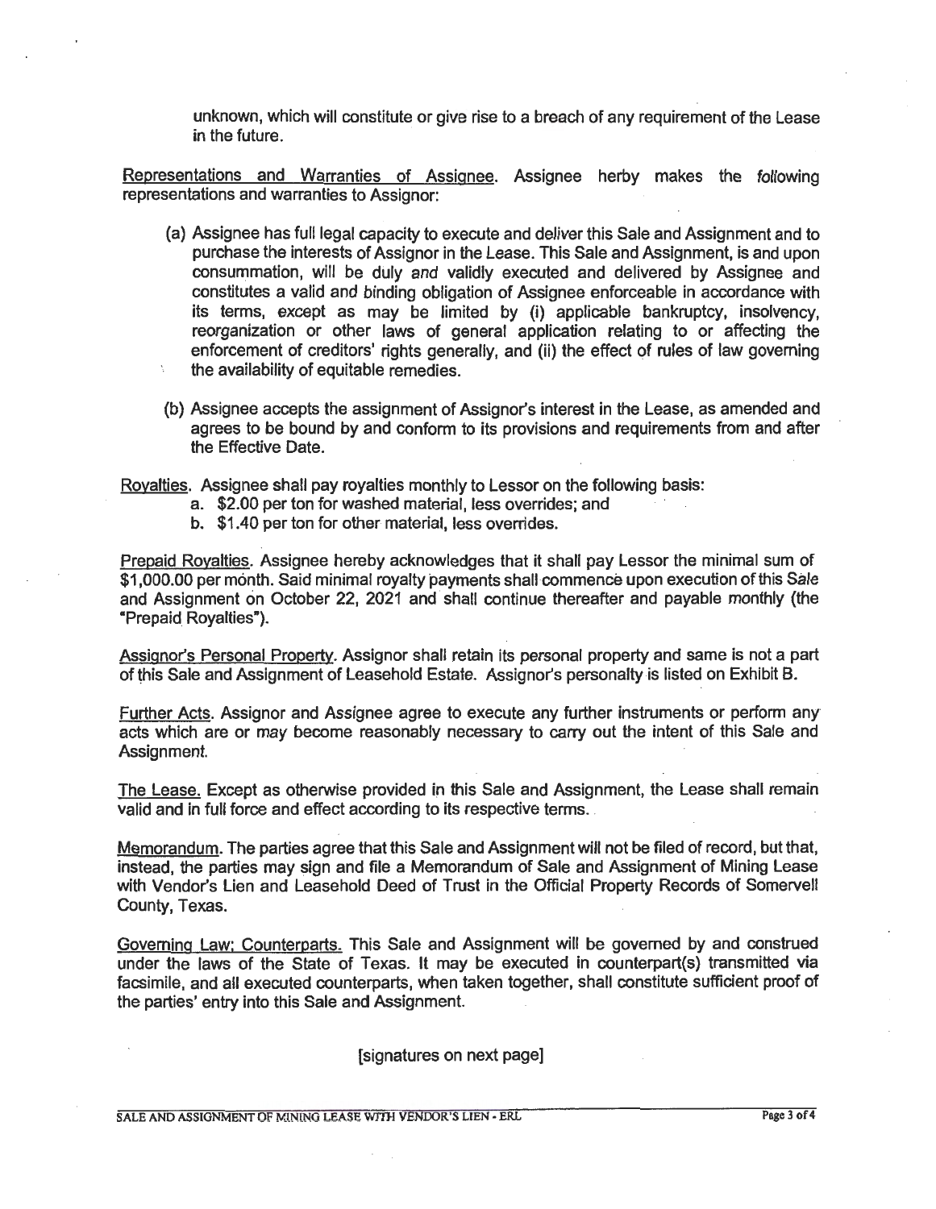unknown, which will constitute or give rise to a breach of any requirement of the Lease in the future.

Representations and Warranties of Assignee. Assignee herby makes the following representations and warranties to Assignor:

(a) Assignee has full legal capacity to execute and deliver this Sale and Assignment and to purchase the interests of Assignor in the Lease. This Sale and Assignment, is and upon consummation, will be duly and validly executed and delivered by Assignee and constitutes a valid and binding obligation of Assignee enforceable in accordance with its terms, except as may be limited by (i) applicable bankruptcy, insolvency, reorganization or other laws of general application relating to or affecting the enforcement of creditors' rights generally, and (ii) the effect of rules of law governing the availability of equitable remedies.

(b) Assignee accepts the assignment of Assignor's interest in the Lease, as amended and agrees to be bound by and conform to its provisions and requirements from and after the Effective Date.

Royalties. Assignee shall pay royalties monthly to Lessor on the following basis:

a. $2.00 per ton for washed material, less overrides; and
b. $1.40 per ton for other material, less overrides.

Prepaid Royalties. Assignee hereby acknowledges that it shall pay Lessor the minimal sum of $1,000.00 per month. Said minimal royalty payments shall commence upon execution of this Sale and Assignment on October 22, 2021 and shall continue thereafter and payable monthly (the "Prepaid Royalties").

Assignor's Personal Property. Assignor shall retain its personal property and same is not a part of this Sale and Assignment of Leasehold Estate. Assignor's personalty is listed on Exhibit B.

Further Acts. Assignor and Assignee agree to execute any further instruments or perform any acts which are or may become reasonably necessary to carry out the intent of this Sale and Assignment.

The Lease. Except as otherwise provided in this Sale and Assignment, the Lease shall remain valid and in full force and effect according to its respective terms.

Memorandum. The parties agree that this Sale and Assignment will not be filed of record, but that, instead, the parties may sign and file a Memorandum of Sale and Assignment of Mining Lease with Vendor's Lien and Leasehold Deed of Trust in the Official Property Records of Somervell County, Texas.

Governing Law; Counterparts. This Sale and Assignment will be governed by and construed under the laws of the State of Texas. It may be executed in counterpart(s) transmitted via facsimile, and all executed counterparts, when taken together, shall constitute sufficient proof of the parties' entry into this Sale and Assignment.

[signatures on next page]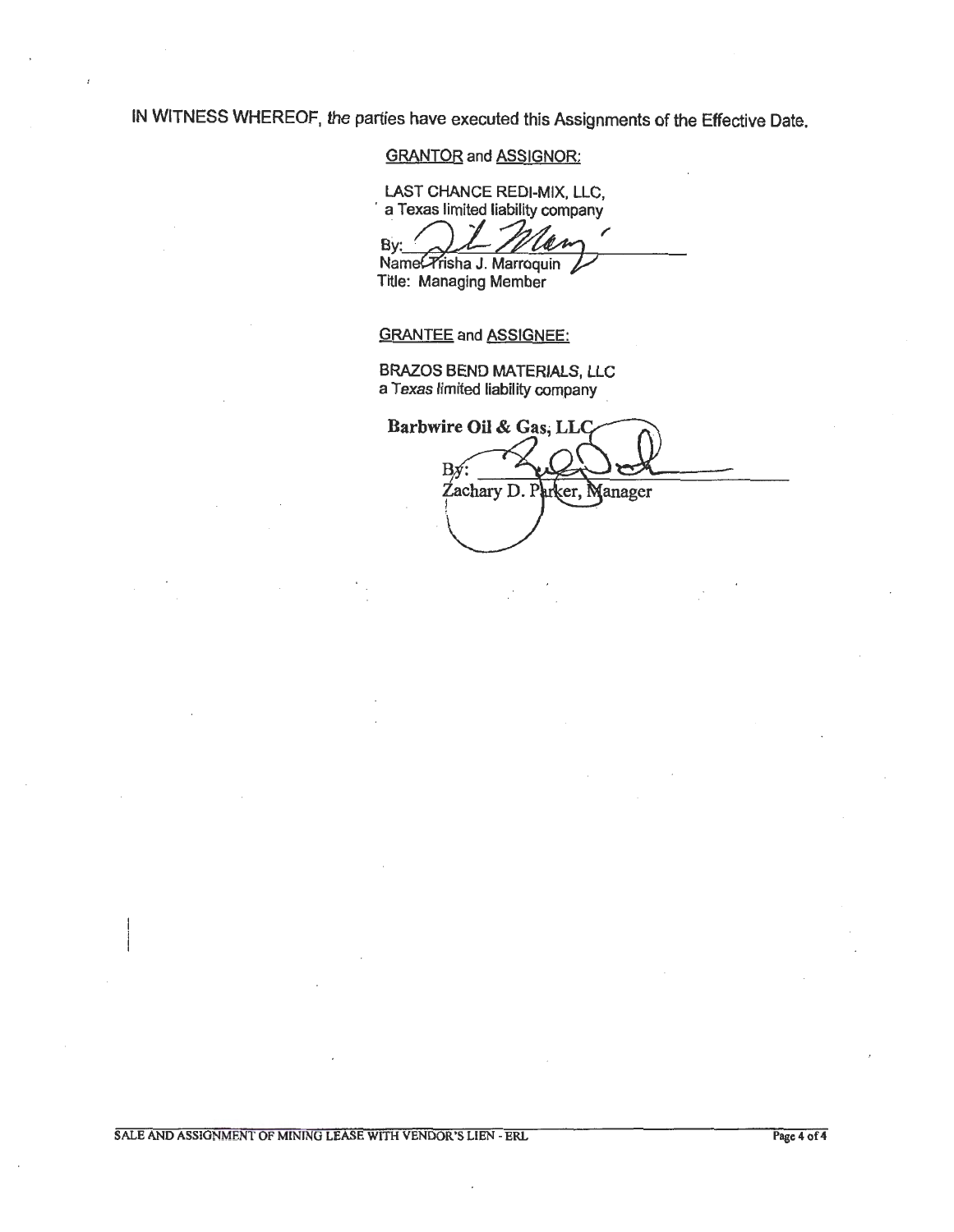IN WITNESS WHEREOF, the parties have executed this Assignments of the Effective Date.

GRANTOR and ASSIGNOR:

LAST CHANCE REDI-MIX, LLC,
a Texas limited liability company

By: ______________________
Name: Trisha J. Marroquin
Title: Managing Member

GRANTEE and ASSIGNEE:

BRAZOS BEND MATERIALS, LLC
a Texas limited liability company

**Barbwire Oil & Gas, LLC**

By: ______________________
Zachary D. Parker, Manager

SALE AND ASSIGNMENT OF MINING LEASE WITH VENDOR'S LIEN - ERL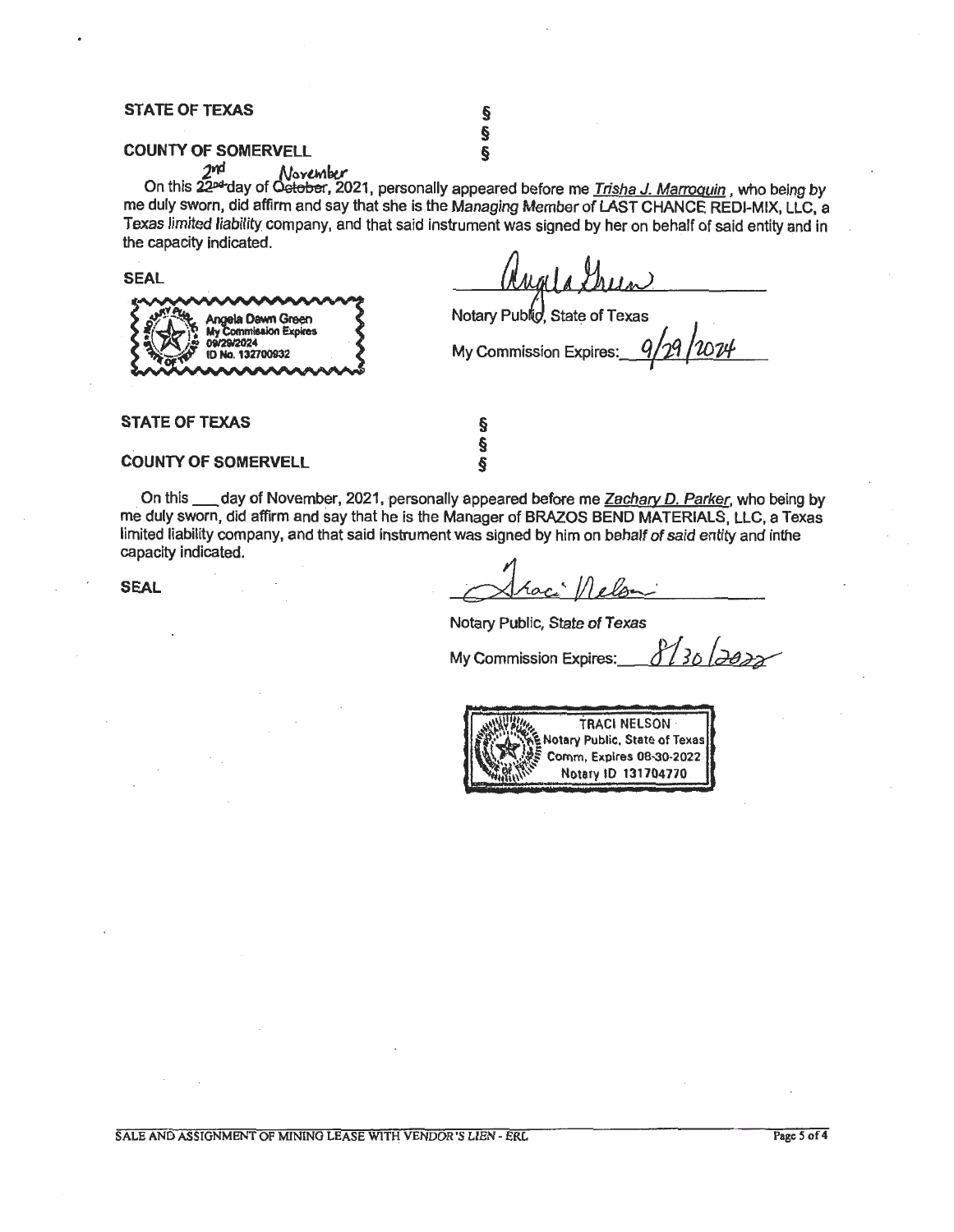**STATE OF TEXAS** §
§
**COUNTY OF SOMERVELL** §

On this 2nd ~~22nd~~ day of November ~~October~~, 2021, personally appeared before me *Trisha J. Marroquin*, who being by me duly sworn, did affirm and say that she is the Managing Member of LAST CHANCE REDI-MIX, LLC, a Texas limited liability company, and that said instrument was signed by her on behalf of said entity and in the capacity indicated.

SEAL

Angela Dawn Green
My Commission Expires
09/29/2024
ID No. 132700932

Angela Green
Notary Public, State of Texas
My Commission Expires: 9/29/2024

**STATE OF TEXAS** §
§
**COUNTY OF SOMERVELL** §

On this \_\_\_ day of November, 2021, personally appeared before me *Zachary D. Parker*, who being by me duly sworn, did affirm and say that he is the Manager of BRAZOS BEND MATERIALS, LLC, a Texas limited liability company, and that said instrument was signed by him on behalf of said entity and inthe capacity indicated.

SEAL

Traci Nelson
Notary Public, State of Texas
My Commission Expires: 8/30/2022

TRACI NELSON
Notary Public, State of Texas
Comm. Expires 08-30-2022
Notary ID 131704770

SALE AND ASSIGNMENT OF MINING LEASE WITH VENDOR'S LIEN - ERL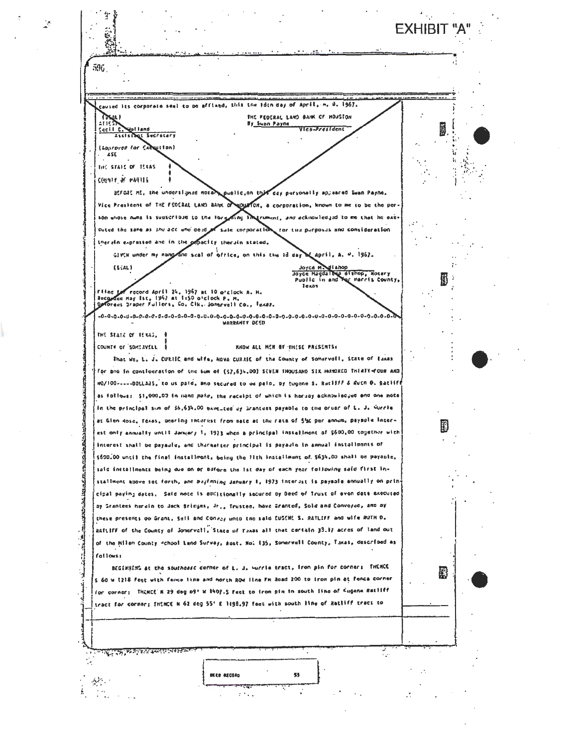EXHIBIT "A"

596

caused its corporate seal to be affixed, this the 10th day of April, A. D. 1967.

(SEAL)
ATTEST
Cecil C. Holland
Assistant Secretary

THE FEDERAL LAND BANK OF HOUSTON
By Swan Payne
Vice-President

(Approved for Execution)
ASE

THE STATE OF TEXAS
COUNTY OF HARRIS

BEFORE ME, the undersigned Notary Public, on this day personally appeared Swan Payne, Vice President of THE FEDERAL LAND BANK OF HOUSTON, a corporation, known to me to be the person whose name is subscribed to the foregoing instrument, and acknowledged to me that he executed the same as the act and deed of said corporation, for the purposes and consideration therein expressed and in the capacity therein stated.

GIVEN under my hand and seal of office, on this the 18 day of April, A. D. 1967.

(SEAL)

Joyce M. Bishop
Joyce Magdalene Bishop, Notary Public in and for Harris County, Texas

Filed for record April 24, 1967 at 10 o'clock A. M.
Recorded May 1st, 1967 at 1:50 o'clock P. M.
Doloreus Draper Fullers, Co. Clk., Somervell Co., Texas.

-0-0-0-0-0-0-0-0-0-0-0-0-0-0-0-0-0-0-0-0-0-0-0-0-0-0-0-0-0-0-0-0-0-0-0-0-0-0-0-0-0-0-0-0-0

WARRANTY DEED

THE STATE OF TEXAS,
COUNTY OF SOMERVELL

KNOW ALL MEN BY THESE PRESENTS:

That We, L. J. CURRIE and wife, NOVA CURRIE of the County of Somervell, State of Texas for and in consideration of the sum of ($7,634.00) SEVEN THOUSAND SIX HUNDRED THIRTY-FOUR AND NO/100-----DOLLARS, to us paid, and secured to be paid, by Eugene S. Ratliff & Ruth D. Ratliff as follows: $1,000.00 in hand paid, the receipt of which is hereby acknowledged and one note in the principal sum of $6,634.00 executed by Grantees payable to the order of L. J. Currie at Glen Rose, Texas, bearing interest from date at the rate of 5½% per annum, payable interest only annually until January 1, 1973 when a principal installment of $600.00 together with interest shall be payable, and thereafter principal is payable in annual installments of $600.00 until the final installment, being the 11th installment of $634.00 shall be payable, said installments being due on or before the 1st day of each year following said first installment above set forth, and beginning January 1, 1973 interest is payable annually on principal paying dates. Said note is additionally secured by Deed of Trust of even date executed by Grantees herein to Jack Bridges, Jr., Trustee, have Granted, Sold and Conveyed, and by these presents do Grant, Sell and Convey unto the said EUGENE S. RATLIFF and wife RUTH D. RATLIFF of the County of Somervell, State of Texas all that certain 33.17 acres of land out of the Milam County School Land Survey, Abst. No. 135, Somervell County, Texas, described as follows:

BEGINNING at the southeast corner of L. J. Currie tract, iron pin for corner; THENCE S 60 W 1218 feet with fence line and north ROW line FM Road 200 to iron pin at fence corner for corner; THENCE N 29 deg 09' W 1407.5 feet to iron pin in south line of Eugene Ratliff tract for corner; THENCE N 62 deg 55' E 1198.97 feet with south line of Ratliff tract to

DEED RECORD 55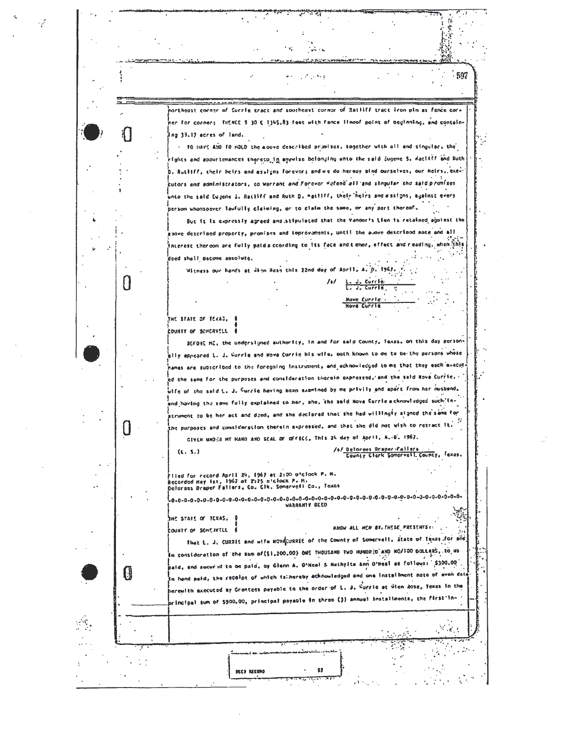northeast corner of Currie tract and southeast corner of Ratliff tract iron pin at fence corner for corner; THENCE S 30 E 1345.83 feet with fence lineof point of beginning, and containing 33.17 acres of land.

TO HAVE AND TO HOLD the above described premises, together with all and singular, the rights and appurtenances thereto in anywise belonging unto the said Eugene S. Ratliff and Ruth D. Ratliff, their heirs and assigns forever; and we do hereby bind ourselves, our heirs, executors and administrators, to Warrant and Forever Defend all and singular the said premises unto the said Eugene S. Ratliff and Ruth D. Ratliff, their heirs and assigns, against every person whomsoever lawfully claiming, or to claim the same, or any part thereof.

But it is expressly agreed and stipulated that the Vendor's Lien is retained against the above described property, premises and improvements, until the above described note and all interest thereon are fully paid according to its face and tenor, effect and reading, when this deed shall become absolute.

Witness our hands at Glen Rose this 22nd day of April, A. D. 1967.

/s/ L. J. Currie
L. J. Currie

Nova Currie
Nova Currie

THE STATE OF TEXAS, §
COUNTY OF SOMERVELL §

BEFORE ME, the undersigned authority, in and for said County, Texas, on this day personally appeared L. J. Currie and Nova Currie his wife, both known to me to be the persons whose names are subscribed to the foregoing instrument, and acknowledged to me that they each executed the same for the purposes and consideration therein expressed, and the said Nova Currie, wife of the said L. J. Currie having been examined by me privily and apart from her husband, and having the same fully explained to her, she, the said Nova Currie acknowledged such instrument to be her act and deed, and she declared that she had willingly signed the same for the purposes and consideration therein expressed, and that she did not wish to retract it.

GIVEN UNDER MY HAND AND SEAL OF OFFICE, This 24 day of April, A. D. 1967.

(L. S.)

/s/ Delorees Draper Fallers
County Clerk Somervell County, Texas.

Filed for record April 24, 1967 at 2:00 o'clock P. M.
Recorded May 1st, 1967 at 2:25 o'clock P. M.
Delorees Draper Fallers, Co. Clk, Somervell Co., Texas

-0-0-0-0-0-0-0-0-0-0-0-0-0-0-0-0-0-0-0-0-0-0-0-0-0-0-0-0-0-0-0-0-0-0-0-0-0-0-0-0-0-0-0-0-0-0-

WARRANTY DEED

THE STATE OF TEXAS, §
COUNTY OF SOMERVELL §

KNOW ALL MEN BY THESE PRESENTS:

That L. J. CURRIE and wife NOVA CURRIE of the County of Somervell, State of Texas for and in consideration of the sum of($1,200.00) ONE THOUSAND TWO HUNDRED AND NO/100 DOLLARS, to us paid, and secured to be paid, by Glenn A. O'Neal & Nethylia Ann O'Neal as follows: $300.00 in hand paid, the receipt of which is hereby acknowledged and one installment note of even date herewith executed by Grantees payable to the order of L. J. Currie at Glen Rose, Texas in the principal sum of $900.00, principal payable in three (3) annual installments, the first in-